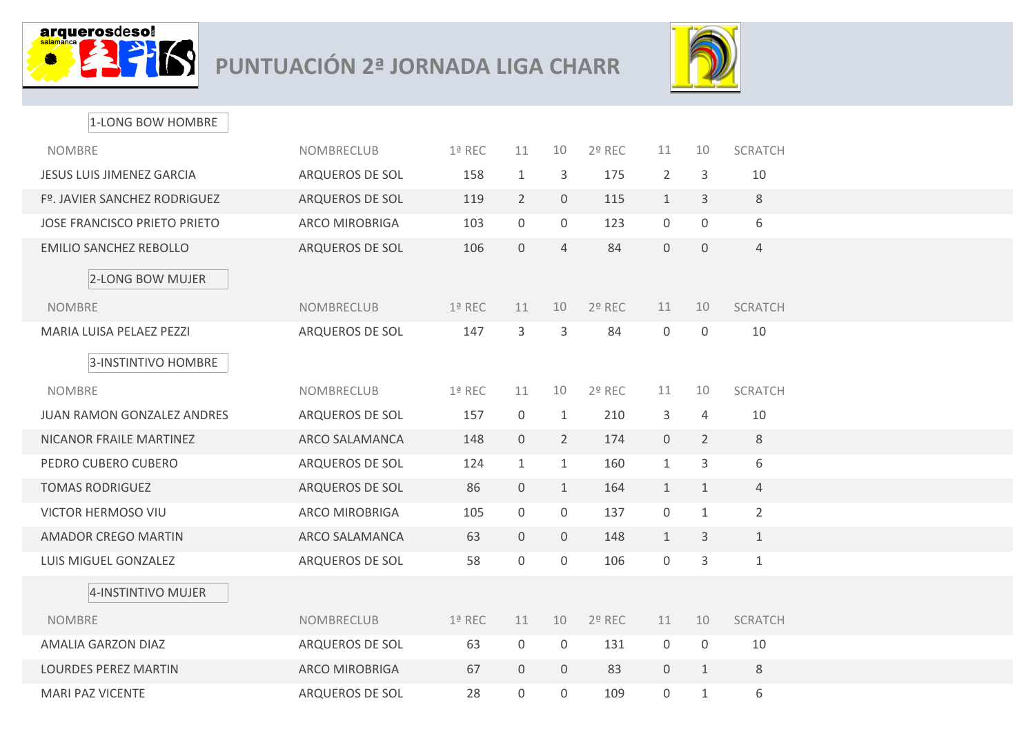# PUNTUACIÓN 2ª JORNADA LIGA CHARR

## 1-LONG BOW HOMBRE

| NOMBRE | NOMBRECLUB | 1ª REC | 11 | 10 | 2º REC | 11 | 10 | SCRATCH |
|---|---|---|---|---|---|---|---|---|
| JESUS LUIS JIMENEZ GARCIA | ARQUEROS DE SOL | 158 | 1 | 3 | 175 | 2 | 3 | 10 |
| Fº. JAVIER SANCHEZ RODRIGUEZ | ARQUEROS DE SOL | 119 | 2 | 0 | 115 | 1 | 3 | 8 |
| JOSE FRANCISCO PRIETO PRIETO | ARCO MIROBRIGA | 103 | 0 | 0 | 123 | 0 | 0 | 6 |
| EMILIO SANCHEZ REBOLLO | ARQUEROS DE SOL | 106 | 0 | 4 | 84 | 0 | 0 | 4 |

## 2-LONG BOW MUJER

| NOMBRE | NOMBRECLUB | 1ª REC | 11 | 10 | 2º REC | 11 | 10 | SCRATCH |
|---|---|---|---|---|---|---|---|---|
| MARIA LUISA PELAEZ PEZZI | ARQUEROS DE SOL | 147 | 3 | 3 | 84 | 0 | 0 | 10 |

## 3-INSTINTIVO HOMBRE

| NOMBRE | NOMBRECLUB | 1ª REC | 11 | 10 | 2º REC | 11 | 10 | SCRATCH |
|---|---|---|---|---|---|---|---|---|
| JUAN RAMON GONZALEZ ANDRES | ARQUEROS DE SOL | 157 | 0 | 1 | 210 | 3 | 4 | 10 |
| NICANOR FRAILE MARTINEZ | ARCO SALAMANCA | 148 | 0 | 2 | 174 | 0 | 2 | 8 |
| PEDRO CUBERO CUBERO | ARQUEROS DE SOL | 124 | 1 | 1 | 160 | 1 | 3 | 6 |
| TOMAS RODRIGUEZ | ARQUEROS DE SOL | 86 | 0 | 1 | 164 | 1 | 1 | 4 |
| VICTOR HERMOSO VIU | ARCO MIROBRIGA | 105 | 0 | 0 | 137 | 0 | 1 | 2 |
| AMADOR CREGO MARTIN | ARCO SALAMANCA | 63 | 0 | 0 | 148 | 1 | 3 | 1 |
| LUIS MIGUEL GONZALEZ | ARQUEROS DE SOL | 58 | 0 | 0 | 106 | 0 | 3 | 1 |

## 4-INSTINTIVO MUJER

| NOMBRE | NOMBRECLUB | 1ª REC | 11 | 10 | 2º REC | 11 | 10 | SCRATCH |
|---|---|---|---|---|---|---|---|---|
| AMALIA GARZON DIAZ | ARQUEROS DE SOL | 63 | 0 | 0 | 131 | 0 | 0 | 10 |
| LOURDES PEREZ MARTIN | ARCO MIROBRIGA | 67 | 0 | 0 | 83 | 0 | 1 | 8 |
| MARI PAZ VICENTE | ARQUEROS DE SOL | 28 | 0 | 0 | 109 | 0 | 1 | 6 |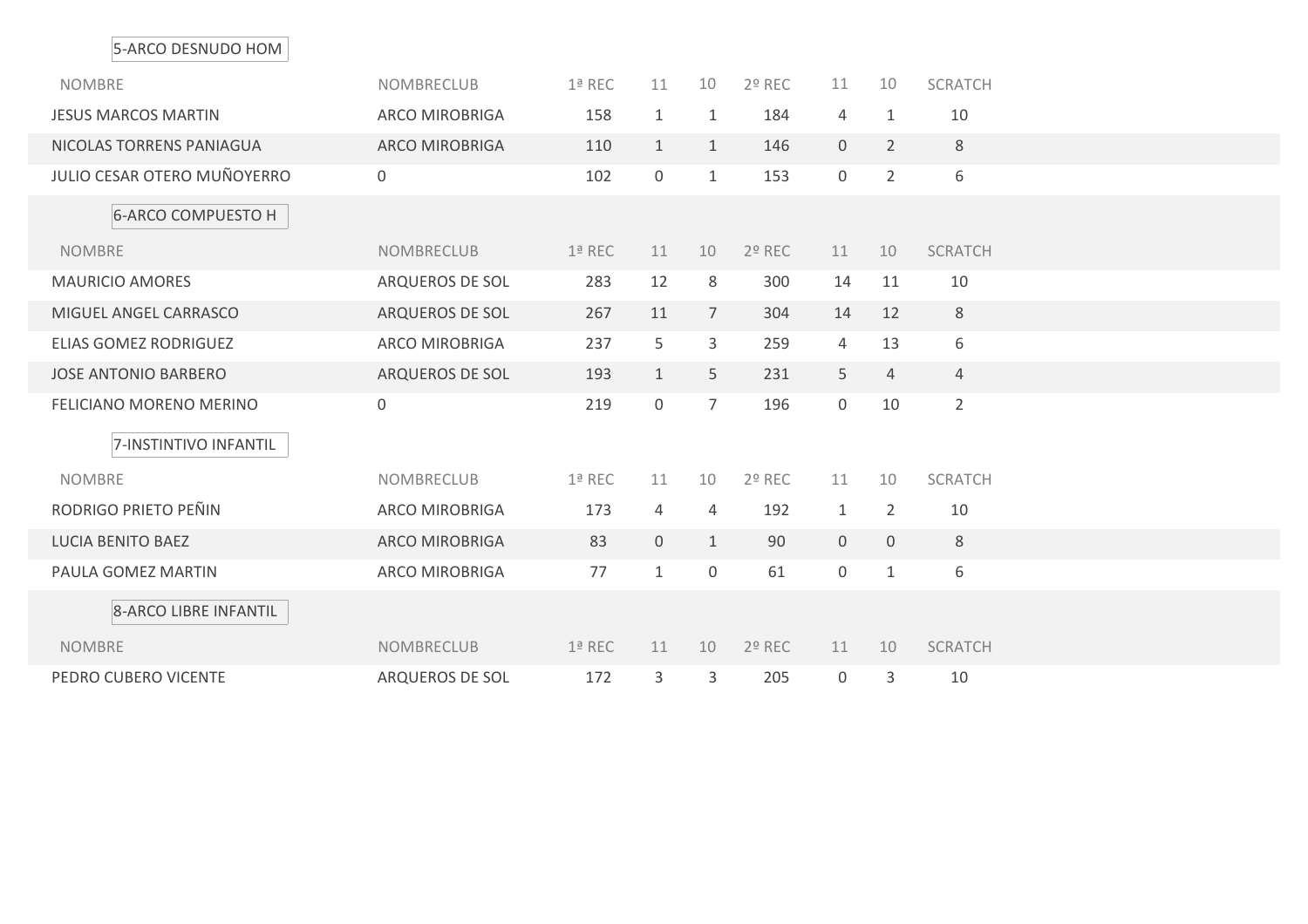### 5-ARCO DESNUDO HOM

| NOMBRE | NOMBRECLUB | 1ª REC | 11 | 10 | 2º REC | 11 | 10 | SCRATCH |
|---|---|---|---|---|---|---|---|---|
| JESUS MARCOS MARTIN | ARCO MIROBRIGA | 158 | 1 | 1 | 184 | 4 | 1 | 10 |
| NICOLAS TORRENS PANIAGUA | ARCO MIROBRIGA | 110 | 1 | 1 | 146 | 0 | 2 | 8 |
| JULIO CESAR OTERO MUÑOYERRO | 0 | 102 | 0 | 1 | 153 | 0 | 2 | 6 |

### 6-ARCO COMPUESTO H

| NOMBRE | NOMBRECLUB | 1ª REC | 11 | 10 | 2º REC | 11 | 10 | SCRATCH |
|---|---|---|---|---|---|---|---|---|
| MAURICIO AMORES | ARQUEROS DE SOL | 283 | 12 | 8 | 300 | 14 | 11 | 10 |
| MIGUEL ANGEL CARRASCO | ARQUEROS DE SOL | 267 | 11 | 7 | 304 | 14 | 12 | 8 |
| ELIAS GOMEZ RODRIGUEZ | ARCO MIROBRIGA | 237 | 5 | 3 | 259 | 4 | 13 | 6 |
| JOSE ANTONIO BARBERO | ARQUEROS DE SOL | 193 | 1 | 5 | 231 | 5 | 4 | 4 |
| FELICIANO MORENO MERINO | 0 | 219 | 0 | 7 | 196 | 0 | 10 | 2 |

### 7-INSTINTIVO INFANTIL

| NOMBRE | NOMBRECLUB | 1ª REC | 11 | 10 | 2º REC | 11 | 10 | SCRATCH |
|---|---|---|---|---|---|---|---|---|
| RODRIGO PRIETO PEÑIN | ARCO MIROBRIGA | 173 | 4 | 4 | 192 | 1 | 2 | 10 |
| LUCIA BENITO BAEZ | ARCO MIROBRIGA | 83 | 0 | 1 | 90 | 0 | 0 | 8 |
| PAULA GOMEZ MARTIN | ARCO MIROBRIGA | 77 | 1 | 0 | 61 | 0 | 1 | 6 |

### 8-ARCO LIBRE INFANTIL

| NOMBRE | NOMBRECLUB | 1ª REC | 11 | 10 | 2º REC | 11 | 10 | SCRATCH |
|---|---|---|---|---|---|---|---|---|
| PEDRO CUBERO VICENTE | ARQUEROS DE SOL | 172 | 3 | 3 | 205 | 0 | 3 | 10 |